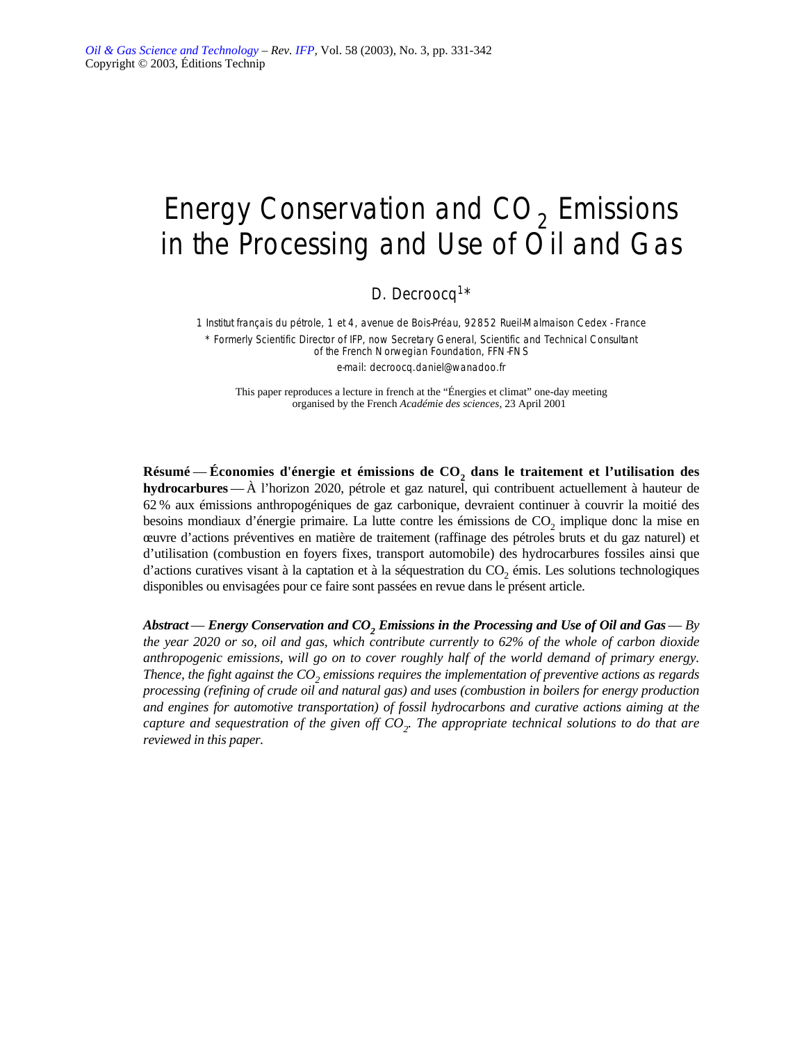# Energy Conservation and $CO_2$ Emissions in the Processing and Use of Oil and Gas

D. Decroocq[1]*

1 Institut français du pétrole, 1 et 4, avenue de Bois-Préau, 92852 Rueil-Malmaison Cedex - France

* Formerly Scientific Director of IFP, now Secretary General, Scientific and Technical Consultant of the French Norwegian Foundation, FFN-FNS

e-mail: decroocq.daniel@wanadoo.fr

This paper reproduces a lecture in french at the "Énergies et climat" one-day meeting organised by the French *Académie des sciences*, 23 April 2001

**Résumé** — **Économies d'énergie et émissions de $CO_2$ dans le traitement et l'utilisation des hydrocarbures** — À l'horizon 2020, pétrole et gaz naturel, qui contribuent actuellement à hauteur de 62 % aux émissions anthropogéniques de gaz carbonique, devraient continuer à couvrir la moitié des besoins mondiaux d'énergie primaire. La lutte contre les émissions de $CO_2$ implique donc la mise en œuvre d'actions préventives en matière de traitement (raffinage des pétroles bruts et du gaz naturel) et d'utilisation (combustion en foyers fixes, transport automobile) des hydrocarbures fossiles ainsi que d'actions curatives visant à la captation et à la séquestration du $CO_2$ émis. Les solutions technologiques disponibles ou envisagées pour ce faire sont passées en revue dans le présent article.

***Abstract*** — ***Energy Conservation and $CO_2$ Emissions in the Processing and Use of Oil and Gas*** — *By the year 2020 or so, oil and gas, which contribute currently to 62% of the whole of carbon dioxide anthropogenic emissions, will go on to cover roughly half of the world demand of primary energy. Thence, the fight against the $CO_2$ emissions requires the implementation of preventive actions as regards processing (refining of crude oil and natural gas) and uses (combustion in boilers for energy production and engines for automotive transportation) of fossil hydrocarbons and curative actions aiming at the capture and sequestration of the given off $CO_2$. The appropriate technical solutions to do that are reviewed in this paper.*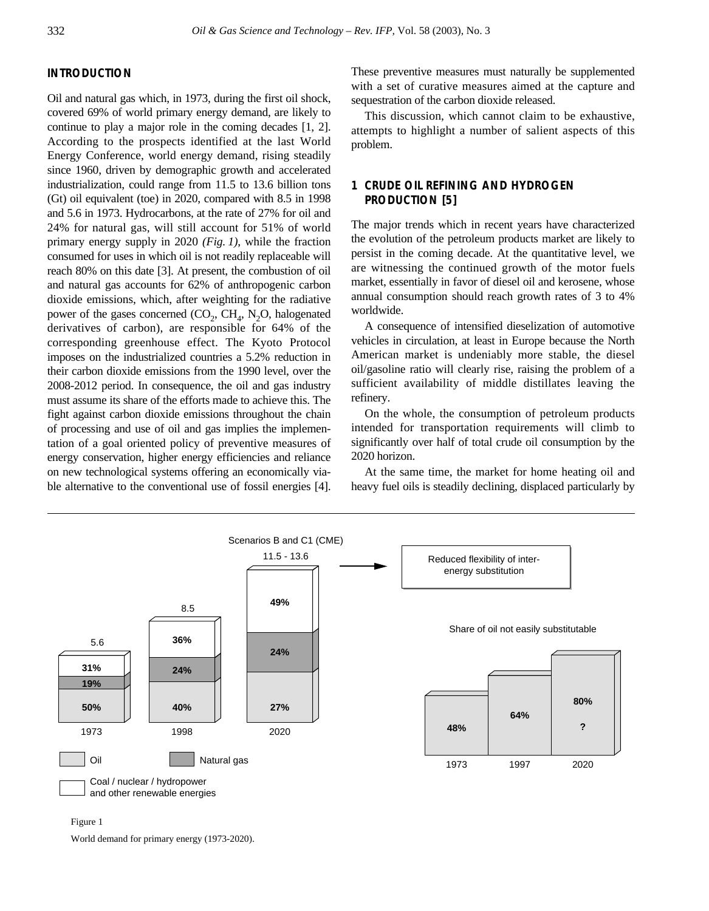## INTRODUCTION

Oil and natural gas which, in 1973, during the first oil shock, covered 69% of world primary energy demand, are likely to continue to play a major role in the coming decades [1, 2]. According to the prospects identified at the last World Energy Conference, world energy demand, rising steadily since 1960, driven by demographic growth and accelerated industrialization, could range from 11.5 to 13.6 billion tons (Gt) oil equivalent (toe) in 2020, compared with 8.5 in 1998 and 5.6 in 1973. Hydrocarbons, at the rate of 27% for oil and 24% for natural gas, will still account for 51% of world primary energy supply in 2020 *(Fig. 1)*, while the fraction consumed for uses in which oil is not readily replaceable will reach 80% on this date [3]. At present, the combustion of oil and natural gas accounts for 62% of anthropogenic carbon dioxide emissions, which, after weighting for the radiative power of the gases concerned ($CO_2$, $CH_4$, $N_2O$, halogenated derivatives of carbon), are responsible for 64% of the corresponding greenhouse effect. The Kyoto Protocol imposes on the industrialized countries a 5.2% reduction in their carbon dioxide emissions from the 1990 level, over the 2008-2012 period. In consequence, the oil and gas industry must assume its share of the efforts made to achieve this. The fight against carbon dioxide emissions throughout the chain of processing and use of oil and gas implies the implementation of a goal oriented policy of preventive measures of energy conservation, higher energy efficiencies and reliance on new technological systems offering an economically viable alternative to the conventional use of fossil energies [4]. These preventive measures must naturally be supplemented with a set of curative measures aimed at the capture and sequestration of the carbon dioxide released.

This discussion, which cannot claim to be exhaustive, attempts to highlight a number of salient aspects of this problem.

## 1 CRUDE OIL REFINING AND HYDROGEN PRODUCTION [5]

The major trends which in recent years have characterized the evolution of the petroleum products market are likely to persist in the coming decade. At the quantitative level, we are witnessing the continued growth of the motor fuels market, essentially in favor of diesel oil and kerosene, whose annual consumption should reach growth rates of 3 to 4% worldwide.

A consequence of intensified dieselization of automotive vehicles in circulation, at least in Europe because the North American market is undeniably more stable, the diesel oil/gasoline ratio will clearly rise, raising the problem of a sufficient availability of middle distillates leaving the refinery.

On the whole, the consumption of petroleum products intended for transportation requirements will climb to significantly over half of total crude oil consumption by the 2020 horizon.

At the same time, the market for home heating oil and heavy fuel oils is steadily declining, displaced particularly by

Figure 1

World demand for primary energy (1973-2020).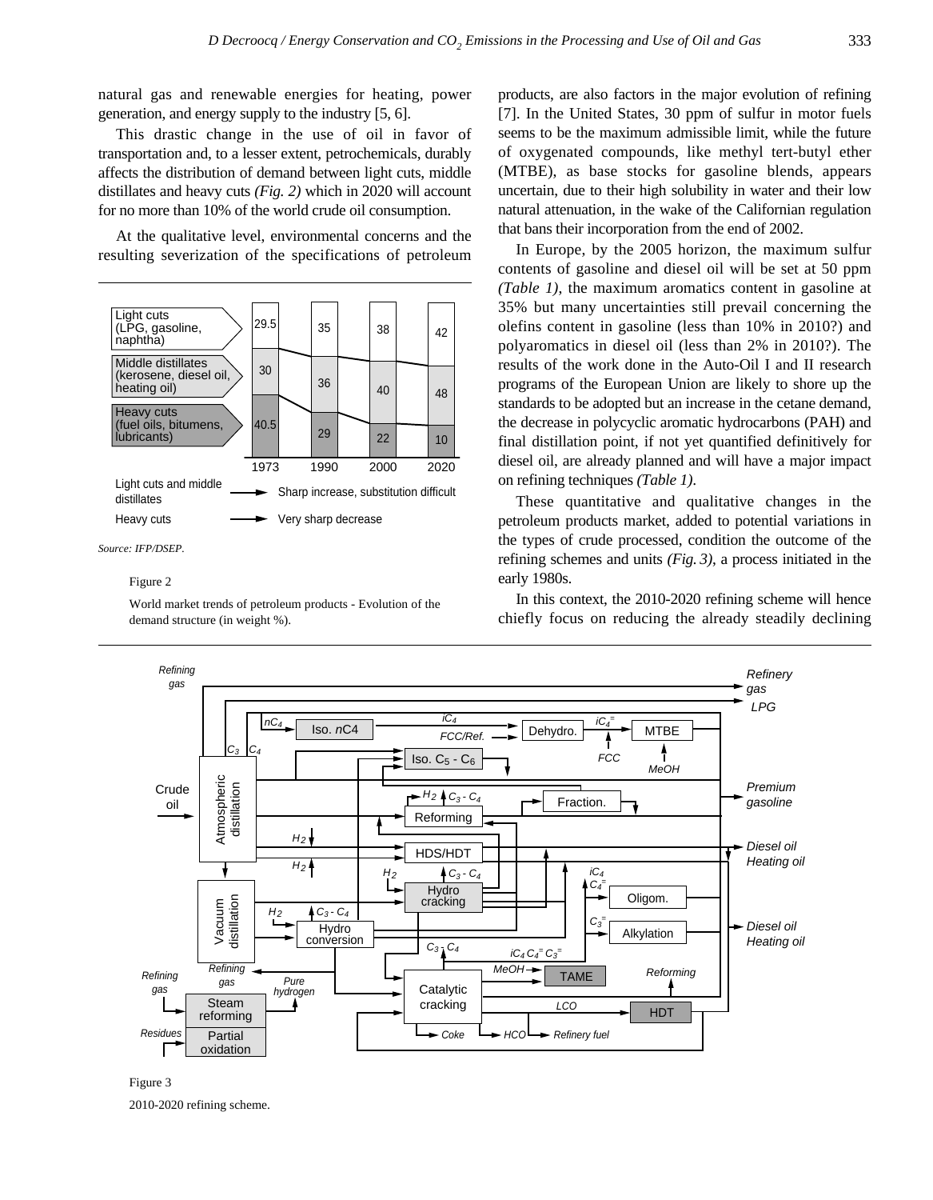natural gas and renewable energies for heating, power generation, and energy supply to the industry [5, 6].

This drastic change in the use of oil in favor of transportation and, to a lesser extent, petrochemicals, durably affects the distribution of demand between light cuts, middle distillates and heavy cuts *(Fig. 2)* which in 2020 will account for no more than 10% of the world crude oil consumption.

At the qualitative level, environmental concerns and the resulting severization of the specifications of petroleum products, are also factors in the major evolution of refining [7]. In the United States, 30 ppm of sulfur in motor fuels seems to be the maximum admissible limit, while the future of oxygenated compounds, like methyl tert-butyl ether (MTBE), as base stocks for gasoline blends, appears uncertain, due to their high solubility in water and their low natural attenuation, in the wake of the Californian regulation that bans their incorporation from the end of 2002.

In Europe, by the 2005 horizon, the maximum sulfur contents of gasoline and diesel oil will be set at 50 ppm *(Table 1)*, the maximum aromatics content in gasoline at 35% but many uncertainties still prevail concerning the olefins content in gasoline (less than 10% in 2010?) and polyaromatics in diesel oil (less than 2% in 2010?). The results of the work done in the Auto-Oil I and II research programs of the European Union are likely to shore up the standards to be adopted but an increase in the cetane demand, the decrease in polycyclic aromatic hydrocarbons (PAH) and final distillation point, if not yet quantified definitively for diesel oil, are already planned and will have a major impact on refining techniques *(Table 1)*.

These quantitative and qualitative changes in the petroleum products market, added to potential variations in the types of crude processed, condition the outcome of the refining schemes and units *(Fig. 3)*, a process initiated in the early 1980s.

In this context, the 2010-2020 refining scheme will hence chiefly focus on reducing the already steadily declining

| | 1973 | 1990 | 2000 | 2020 |
|---|---|---|---|---|
| Light cuts (LPG, gasoline, naphtha) | 29.5 | 35 | 38 | 42 |
| Middle distillates (kerosene, diesel oil, heating oil) | 30 | 36 | 40 | 48 |
| Heavy cuts (fuel oils, bitumens, lubricants) | 40.5 | 29 | 22 | 10 |

Light cuts and middle distillates → Sharp increase, substitution difficult

Heavy cuts → Very sharp decrease

*Source: IFP/DSEP.*

Figure 2

World market trends of petroleum products - Evolution of the demand structure (in weight %).

Figure 3

2010-2020 refining scheme.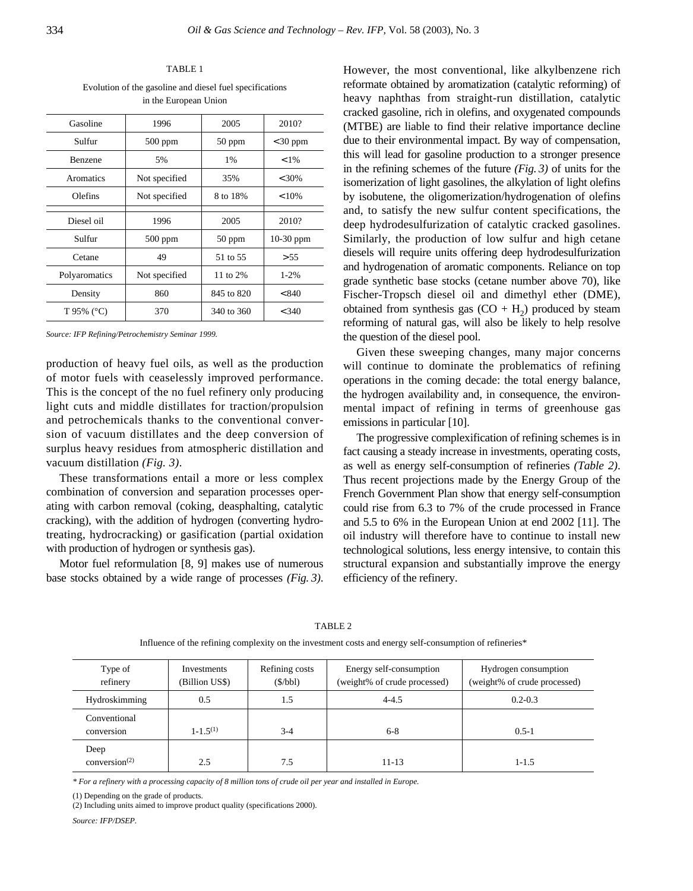TABLE 1

Evolution of the gasoline and diesel fuel specifications in the European Union

| Gasoline | 1996 | 2005 | 2010? |
|---|---|---|---|
| Sulfur | 500 ppm | 50 ppm | < 30 ppm |
| Benzene | 5% | 1% | < 1% |
| Aromatics | Not specified | 35% | < 30% |
| Olefins | Not specified | 8 to 18% | < 10% |
| **Diesel oil** | **1996** | **2005** | **2010?** |
| Sulfur | 500 ppm | 50 ppm | 10-30 ppm |
| Cetane | 49 | 51 to 55 | > 55 |
| Polyaromatics | Not specified | 11 to 2% | 1-2% |
| Density | 860 | 845 to 820 | < 840 |
| T 95% (°C) | 370 | 340 to 360 | < 340 |

*Source: IFP Refining/Petrochemistry Seminar 1999.*

production of heavy fuel oils, as well as the production of motor fuels with ceaselessly improved performance. This is the concept of the no fuel refinery only producing light cuts and middle distillates for traction/propulsion and petrochemicals thanks to the conventional conversion of vacuum distillates and the deep conversion of surplus heavy residues from atmospheric distillation and vacuum distillation *(Fig. 3)*.

These transformations entail a more or less complex combination of conversion and separation processes operating with carbon removal (coking, deasphalting, catalytic cracking), with the addition of hydrogen (converting hydrotreating, hydrocracking) or gasification (partial oxidation with production of hydrogen or synthesis gas).

Motor fuel reformulation [8, 9] makes use of numerous base stocks obtained by a wide range of processes *(Fig. 3)*. However, the most conventional, like alkylbenzene rich reformate obtained by aromatization (catalytic reforming) of heavy naphthas from straight-run distillation, catalytic cracked gasoline, rich in olefins, and oxygenated compounds (MTBE) are liable to find their relative importance decline due to their environmental impact. By way of compensation, this will lead for gasoline production to a stronger presence in the refining schemes of the future *(Fig. 3)* of units for the isomerization of light gasolines, the alkylation of light olefins by isobutene, the oligomerization/hydrogenation of olefins and, to satisfy the new sulfur content specifications, the deep hydrodesulfurization of catalytic cracked gasolines. Similarly, the production of low sulfur and high cetane diesels will require units offering deep hydrodesulfurization and hydrogenation of aromatic components. Reliance on top grade synthetic base stocks (cetane number above 70), like Fischer-Tropsch diesel oil and dimethyl ether (DME), obtained from synthesis gas ($CO + H_2$) produced by steam reforming of natural gas, will also be likely to help resolve the question of the diesel pool.

Given these sweeping changes, many major concerns will continue to dominate the problematics of refining operations in the coming decade: the total energy balance, the hydrogen availability and, in consequence, the environmental impact of refining in terms of greenhouse gas emissions in particular [10].

The progressive complexification of refining schemes is in fact causing a steady increase in investments, operating costs, as well as energy self-consumption of refineries *(Table 2)*. Thus recent projections made by the Energy Group of the French Government Plan show that energy self-consumption could rise from 6.3 to 7% of the crude processed in France and 5.5 to 6% in the European Union at end 2002 [11]. The oil industry will therefore have to continue to install new technological solutions, less energy intensive, to contain this structural expansion and substantially improve the energy efficiency of the refinery.

TABLE 2

Influence of the refining complexity on the investment costs and energy self-consumption of refineries*

| Type of refinery | Investments (Billion US$) | Refining costs ($/bbl) | Energy self-consumption (weight% of crude processed) | Hydrogen consumption (weight% of crude processed) |
|---|---|---|---|---|
| Hydroskimming | 0.5 | 1.5 | 4-4.5 | 0.2-0.3 |
| Conventional conversion | 1-1.5(1) | 3-4 | 6-8 | 0.5-1 |
| Deep conversion(2) | 2.5 | 7.5 | 11-13 | 1-1.5 |

** For a refinery with a processing capacity of 8 million tons of crude oil per year and installed in Europe.*

(1) Depending on the grade of products.

(2) Including units aimed to improve product quality (specifications 2000).

*Source: IFP/DSEP.*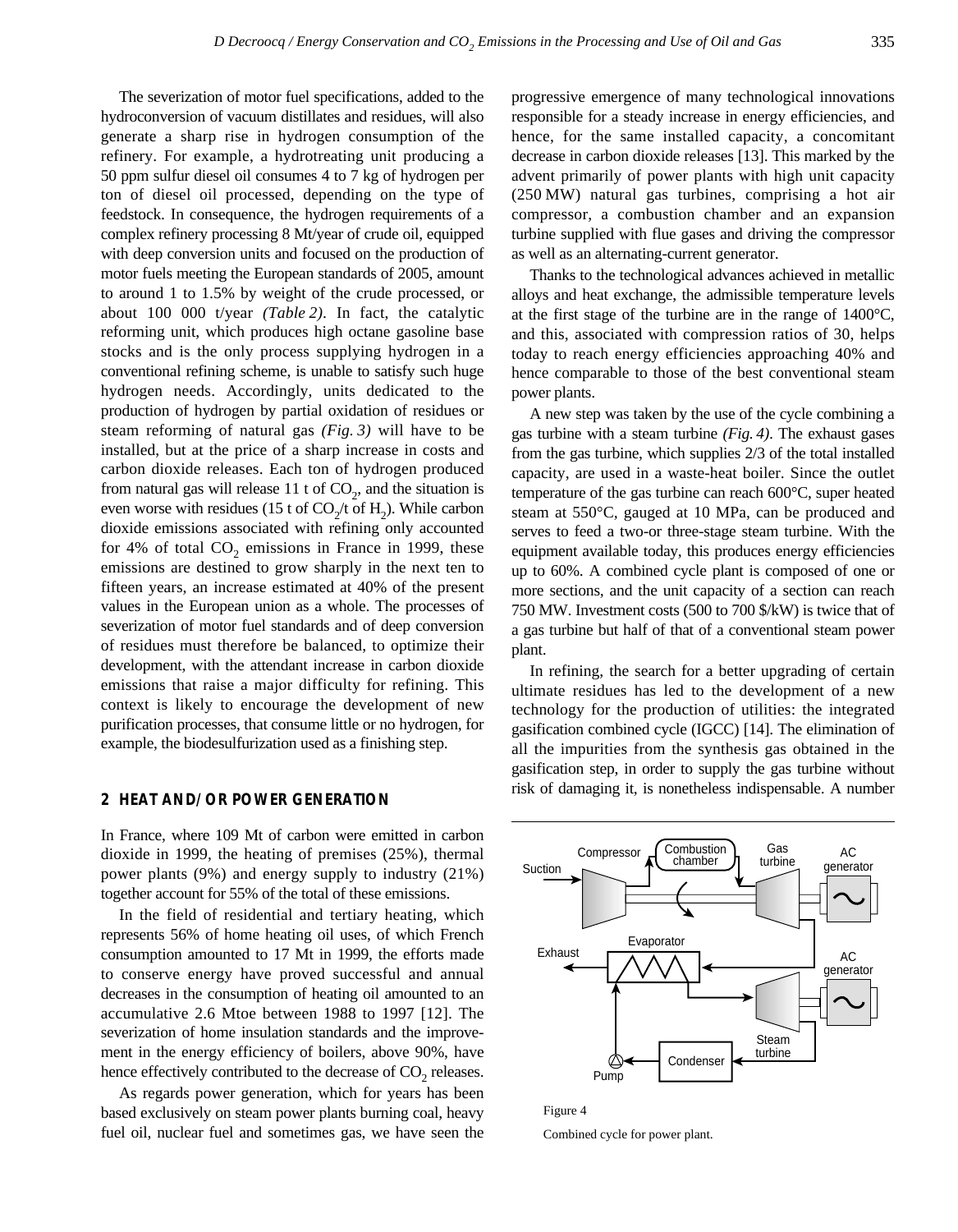The severization of motor fuel specifications, added to the hydroconversion of vacuum distillates and residues, will also generate a sharp rise in hydrogen consumption of the refinery. For example, a hydrotreating unit producing a 50 ppm sulfur diesel oil consumes 4 to 7 kg of hydrogen per ton of diesel oil processed, depending on the type of feedstock. In consequence, the hydrogen requirements of a complex refinery processing 8 Mt/year of crude oil, equipped with deep conversion units and focused on the production of motor fuels meeting the European standards of 2005, amount to around 1 to 1.5% by weight of the crude processed, or about 100 000 t/year *(Table 2)*. In fact, the catalytic reforming unit, which produces high octane gasoline base stocks and is the only process supplying hydrogen in a conventional refining scheme, is unable to satisfy such huge hydrogen needs. Accordingly, units dedicated to the production of hydrogen by partial oxidation of residues or steam reforming of natural gas *(Fig. 3)* will have to be installed, but at the price of a sharp increase in costs and carbon dioxide releases. Each ton of hydrogen produced from natural gas will release 11 t of $CO_2$, and the situation is even worse with residues (15 t of $CO_2$/t of $H_2$). While carbon dioxide emissions associated with refining only accounted for 4% of total $CO_2$ emissions in France in 1999, these emissions are destined to grow sharply in the next ten to fifteen years, an increase estimated at 40% of the present values in the European union as a whole. The processes of severization of motor fuel standards and of deep conversion of residues must therefore be balanced, to optimize their development, with the attendant increase in carbon dioxide emissions that raise a major difficulty for refining. This context is likely to encourage the development of new purification processes, that consume little or no hydrogen, for example, the biodesulfurization used as a finishing step.

## 2 HEAT AND/OR POWER GENERATION

In France, where 109 Mt of carbon were emitted in carbon dioxide in 1999, the heating of premises (25%), thermal power plants (9%) and energy supply to industry (21%) together account for 55% of the total of these emissions.

In the field of residential and tertiary heating, which represents 56% of home heating oil uses, of which French consumption amounted to 17 Mt in 1999, the efforts made to conserve energy have proved successful and annual decreases in the consumption of heating oil amounted to an accumulative 2.6 Mtoe between 1988 to 1997 [12]. The severization of home insulation standards and the improvement in the energy efficiency of boilers, above 90%, have hence effectively contributed to the decrease of $CO_2$ releases.

As regards power generation, which for years has been based exclusively on steam power plants burning coal, heavy fuel oil, nuclear fuel and sometimes gas, we have seen the progressive emergence of many technological innovations responsible for a steady increase in energy efficiencies, and hence, for the same installed capacity, a concomitant decrease in carbon dioxide releases [13]. This marked by the advent primarily of power plants with high unit capacity (250 MW) natural gas turbines, comprising a hot air compressor, a combustion chamber and an expansion turbine supplied with flue gases and driving the compressor as well as an alternating-current generator.

Thanks to the technological advances achieved in metallic alloys and heat exchange, the admissible temperature levels at the first stage of the turbine are in the range of 1400°C, and this, associated with compression ratios of 30, helps today to reach energy efficiencies approaching 40% and hence comparable to those of the best conventional steam power plants.

A new step was taken by the use of the cycle combining a gas turbine with a steam turbine *(Fig. 4)*. The exhaust gases from the gas turbine, which supplies 2/3 of the total installed capacity, are used in a waste-heat boiler. Since the outlet temperature of the gas turbine can reach 600°C, super heated steam at 550°C, gauged at 10 MPa, can be produced and serves to feed a two-or three-stage steam turbine. With the equipment available today, this produces energy efficiencies up to 60%. A combined cycle plant is composed of one or more sections, and the unit capacity of a section can reach 750 MW. Investment costs (500 to 700 $/kW) is twice that of a gas turbine but half of that of a conventional steam power plant.

In refining, the search for a better upgrading of certain ultimate residues has led to the development of a new technology for the production of utilities: the integrated gasification combined cycle (IGCC) [14]. The elimination of all the impurities from the synthesis gas obtained in the gasification step, in order to supply the gas turbine without risk of damaging it, is nonetheless indispensable. A number

Figure 4

Combined cycle for power plant.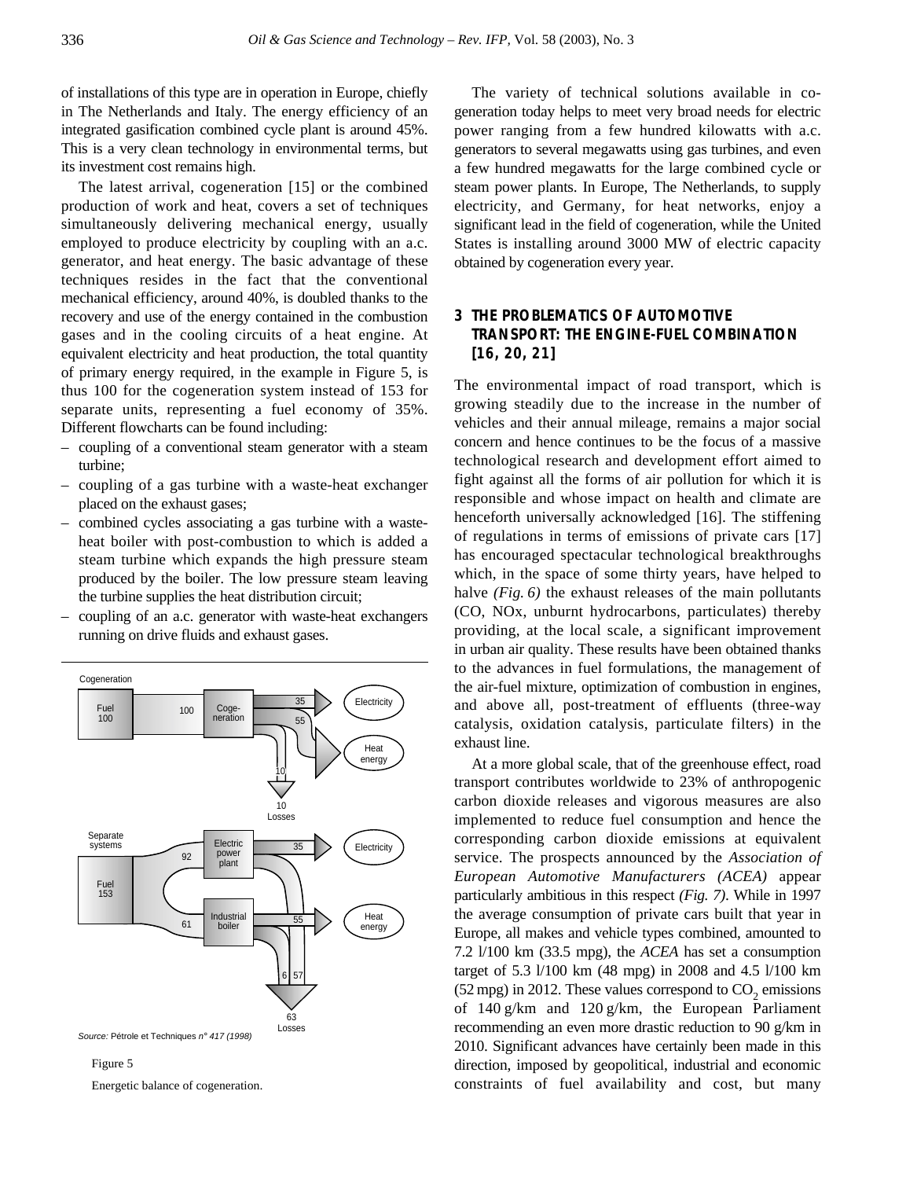of installations of this type are in operation in Europe, chiefly in The Netherlands and Italy. The energy efficiency of an integrated gasification combined cycle plant is around 45%. This is a very clean technology in environmental terms, but its investment cost remains high.

The latest arrival, cogeneration [15] or the combined production of work and heat, covers a set of techniques simultaneously delivering mechanical energy, usually employed to produce electricity by coupling with an a.c. generator, and heat energy. The basic advantage of these techniques resides in the fact that the conventional mechanical efficiency, around 40%, is doubled thanks to the recovery and use of the energy contained in the combustion gases and in the cooling circuits of a heat engine. At equivalent electricity and heat production, the total quantity of primary energy required, in the example in Figure 5, is thus 100 for the cogeneration system instead of 153 for separate units, representing a fuel economy of 35%. Different flowcharts can be found including:

- coupling of a conventional steam generator with a steam turbine;
- coupling of a gas turbine with a waste-heat exchanger placed on the exhaust gases;
- combined cycles associating a gas turbine with a waste-heat boiler with post-combustion to which is added a steam turbine which expands the high pressure steam produced by the boiler. The low pressure steam leaving the turbine supplies the heat distribution circuit;
- coupling of an a.c. generator with waste-heat exchangers running on drive fluids and exhaust gases.

Cogeneration: Fuel 100 → 100 → Cogeneration → 35 Electricity; 55 Heat energy; 10 Losses

Separate systems: Fuel 153 → 92 Electric power plant → 35 Electricity; 61 Industrial boiler → 55 Heat energy; 6, 57 → 63 Losses

*Source:* Pétrole et Techniques *n° 417 (1998)*

Figure 5

Energetic balance of cogeneration.

The variety of technical solutions available in cogeneration today helps to meet very broad needs for electric power ranging from a few hundred kilowatts with a.c. generators to several megawatts using gas turbines, and even a few hundred megawatts for the large combined cycle or steam power plants. In Europe, The Netherlands, to supply electricity, and Germany, for heat networks, enjoy a significant lead in the field of cogeneration, while the United States is installing around 3000 MW of electric capacity obtained by cogeneration every year.

## 3 THE PROBLEMATICS OF AUTOMOTIVE TRANSPORT: THE ENGINE-FUEL COMBINATION [16, 20, 21]

The environmental impact of road transport, which is growing steadily due to the increase in the number of vehicles and their annual mileage, remains a major social concern and hence continues to be the focus of a massive technological research and development effort aimed to fight against all the forms of air pollution for which it is responsible and whose impact on health and climate are henceforth universally acknowledged [16]. The stiffening of regulations in terms of emissions of private cars [17] has encouraged spectacular technological breakthroughs which, in the space of some thirty years, have helped to halve *(Fig. 6)* the exhaust releases of the main pollutants (CO, NOx, unburnt hydrocarbons, particulates) thereby providing, at the local scale, a significant improvement in urban air quality. These results have been obtained thanks to the advances in fuel formulations, the management of the air-fuel mixture, optimization of combustion in engines, and above all, post-treatment of effluents (three-way catalysis, oxidation catalysis, particulate filters) in the exhaust line.

At a more global scale, that of the greenhouse effect, road transport contributes worldwide to 23% of anthropogenic carbon dioxide releases and vigorous measures are also implemented to reduce fuel consumption and hence the corresponding carbon dioxide emissions at equivalent service. The prospects announced by the *Association of European Automotive Manufacturers (ACEA)* appear particularly ambitious in this respect *(Fig. 7)*. While in 1997 the average consumption of private cars built that year in Europe, all makes and vehicle types combined, amounted to 7.2 l/100 km (33.5 mpg), the *ACEA* has set a consumption target of 5.3 l/100 km (48 mpg) in 2008 and 4.5 l/100 km (52 mpg) in 2012. These values correspond to $CO_2$ emissions of 140 g/km and 120 g/km, the European Parliament recommending an even more drastic reduction to 90 g/km in 2010. Significant advances have certainly been made in this direction, imposed by geopolitical, industrial and economic constraints of fuel availability and cost, but many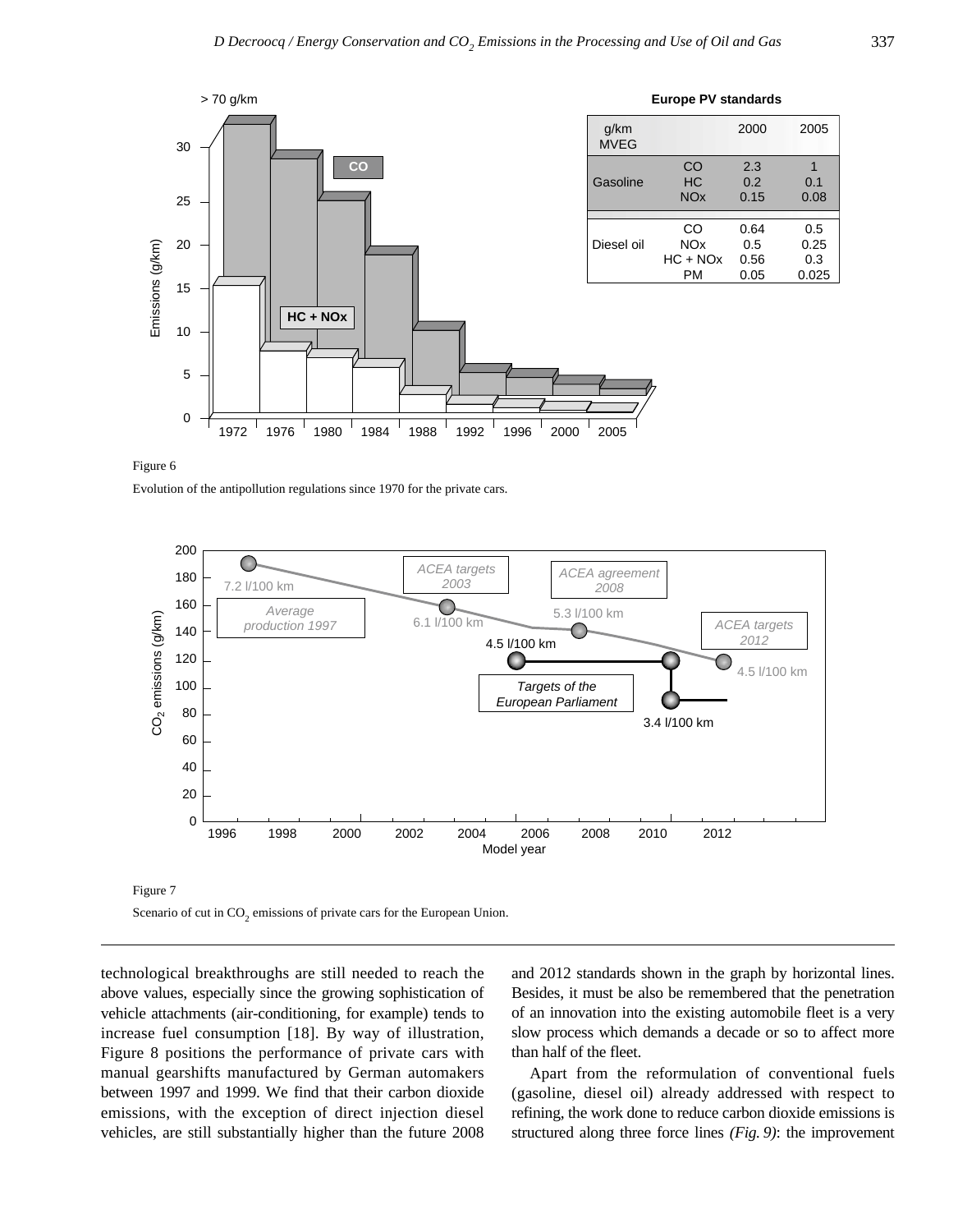Figure 6

Evolution of the antipollution regulations since 1970 for the private cars.

Figure 7

Scenario of cut in $CO_2$ emissions of private cars for the European Union.

technological breakthroughs are still needed to reach the above values, especially since the growing sophistication of vehicle attachments (air-conditioning, for example) tends to increase fuel consumption [18]. By way of illustration, Figure 8 positions the performance of private cars with manual gearshifts manufactured by German automakers between 1997 and 1999. We find that their carbon dioxide emissions, with the exception of direct injection diesel vehicles, are still substantially higher than the future 2008 and 2012 standards shown in the graph by horizontal lines. Besides, it must be also be remembered that the penetration of an innovation into the existing automobile fleet is a very slow process which demands a decade or so to affect more than half of the fleet.

Apart from the reformulation of conventional fuels (gasoline, diesel oil) already addressed with respect to refining, the work done to reduce carbon dioxide emissions is structured along three force lines *(Fig. 9)*: the improvement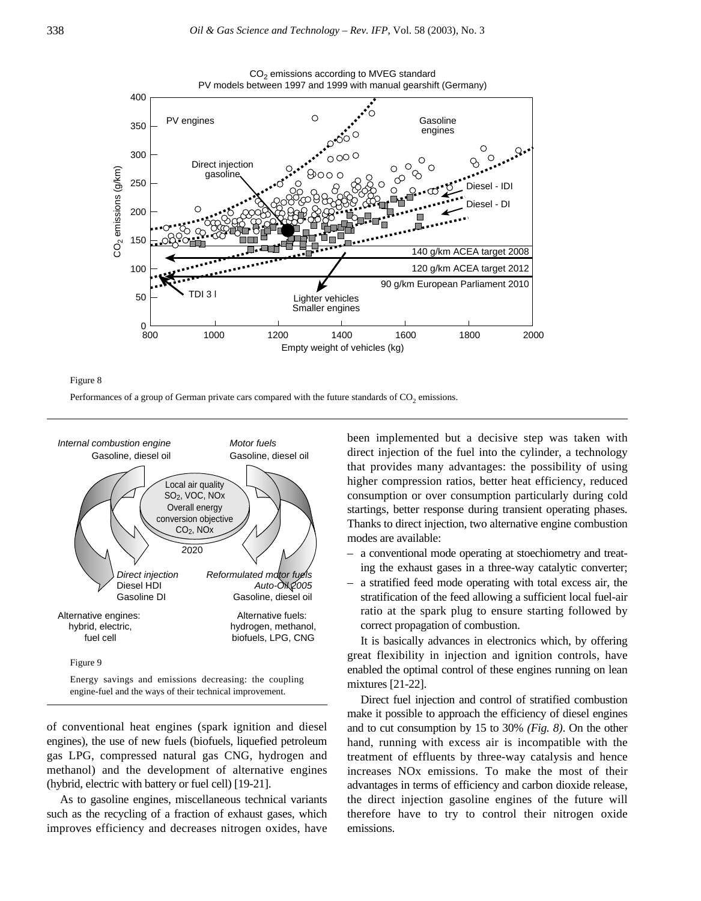Figure 8

Performances of a group of German private cars compared with the future standards of $CO_2$ emissions.

Figure 9

Energy savings and emissions decreasing: the coupling engine-fuel and the ways of their technical improvement.

of conventional heat engines (spark ignition and diesel engines), the use of new fuels (biofuels, liquefied petroleum gas LPG, compressed natural gas CNG, hydrogen and methanol) and the development of alternative engines (hybrid, electric with battery or fuel cell) [19-21].

As to gasoline engines, miscellaneous technical variants such as the recycling of a fraction of exhaust gases, which improves efficiency and decreases nitrogen oxides, have been implemented but a decisive step was taken with direct injection of the fuel into the cylinder, a technology that provides many advantages: the possibility of using higher compression ratios, better heat efficiency, reduced consumption or over consumption particularly during cold startings, better response during transient operating phases. Thanks to direct injection, two alternative engine combustion modes are available:

– a conventional mode operating at stoechiometry and treating the exhaust gases in a three-way catalytic converter;
– a stratified feed mode operating with total excess air, the stratification of the feed allowing a sufficient local fuel-air ratio at the spark plug to ensure starting followed by correct propagation of combustion.

It is basically advances in electronics which, by offering great flexibility in injection and ignition controls, have enabled the optimal control of these engines running on lean mixtures [21-22].

Direct fuel injection and control of stratified combustion make it possible to approach the efficiency of diesel engines and to cut consumption by 15 to 30% *(Fig. 8)*. On the other hand, running with excess air is incompatible with the treatment of effluents by three-way catalysis and hence increases NOx emissions. To make the most of their advantages in terms of efficiency and carbon dioxide release, the direct injection gasoline engines of the future will therefore have to try to control their nitrogen oxide emissions.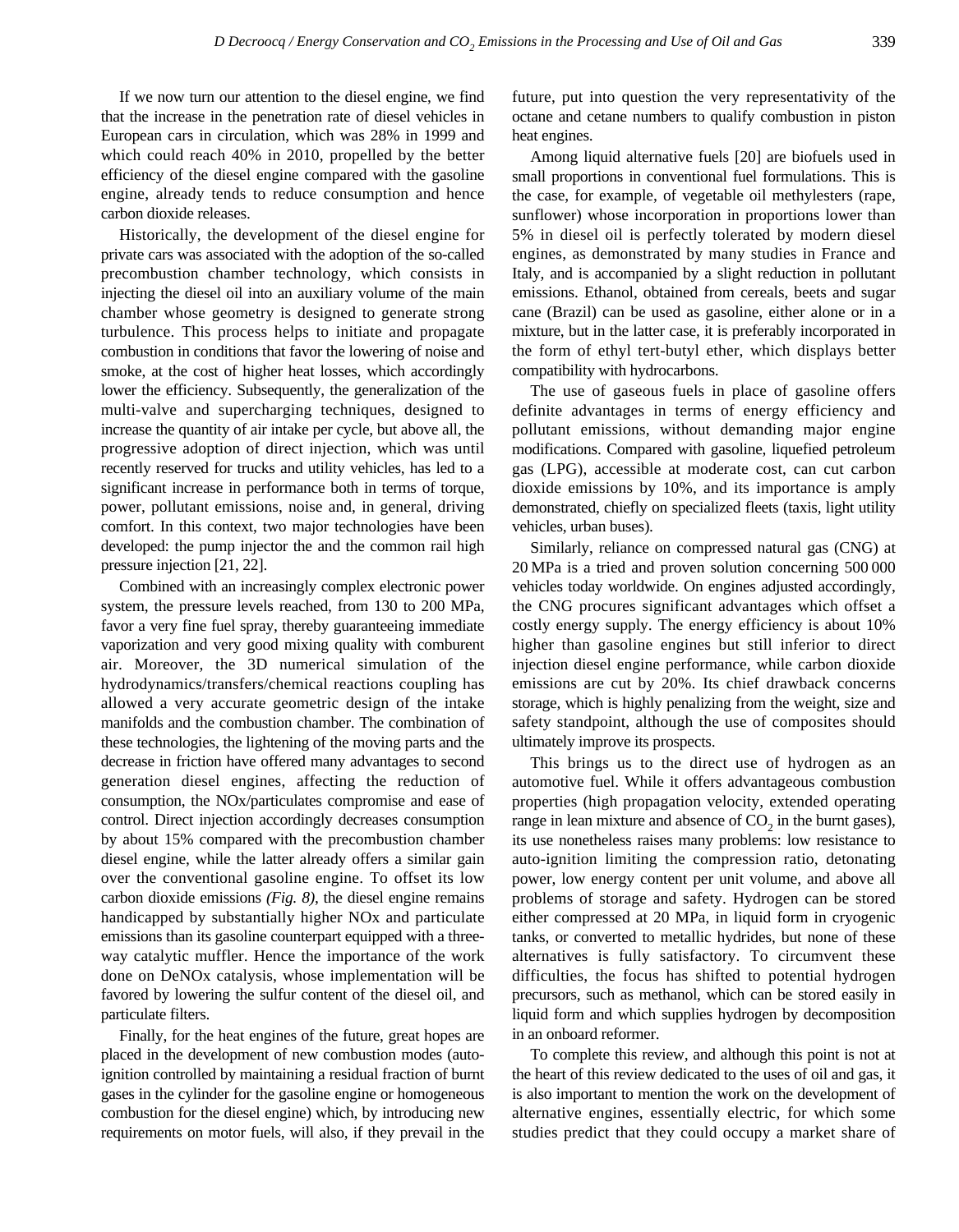If we now turn our attention to the diesel engine, we find that the increase in the penetration rate of diesel vehicles in European cars in circulation, which was 28% in 1999 and which could reach 40% in 2010, propelled by the better efficiency of the diesel engine compared with the gasoline engine, already tends to reduce consumption and hence carbon dioxide releases.

Historically, the development of the diesel engine for private cars was associated with the adoption of the so-called precombustion chamber technology, which consists in injecting the diesel oil into an auxiliary volume of the main chamber whose geometry is designed to generate strong turbulence. This process helps to initiate and propagate combustion in conditions that favor the lowering of noise and smoke, at the cost of higher heat losses, which accordingly lower the efficiency. Subsequently, the generalization of the multi-valve and supercharging techniques, designed to increase the quantity of air intake per cycle, but above all, the progressive adoption of direct injection, which was until recently reserved for trucks and utility vehicles, has led to a significant increase in performance both in terms of torque, power, pollutant emissions, noise and, in general, driving comfort. In this context, two major technologies have been developed: the pump injector the and the common rail high pressure injection [21, 22].

Combined with an increasingly complex electronic power system, the pressure levels reached, from 130 to 200 MPa, favor a very fine fuel spray, thereby guaranteeing immediate vaporization and very good mixing quality with comburent air. Moreover, the 3D numerical simulation of the hydrodynamics/transfers/chemical reactions coupling has allowed a very accurate geometric design of the intake manifolds and the combustion chamber. The combination of these technologies, the lightening of the moving parts and the decrease in friction have offered many advantages to second generation diesel engines, affecting the reduction of consumption, the NOx/particulates compromise and ease of control. Direct injection accordingly decreases consumption by about 15% compared with the precombustion chamber diesel engine, while the latter already offers a similar gain over the conventional gasoline engine. To offset its low carbon dioxide emissions *(Fig. 8)*, the diesel engine remains handicapped by substantially higher NOx and particulate emissions than its gasoline counterpart equipped with a three-way catalytic muffler. Hence the importance of the work done on DeNOx catalysis, whose implementation will be favored by lowering the sulfur content of the diesel oil, and particulate filters.

Finally, for the heat engines of the future, great hopes are placed in the development of new combustion modes (auto-ignition controlled by maintaining a residual fraction of burnt gases in the cylinder for the gasoline engine or homogeneous combustion for the diesel engine) which, by introducing new requirements on motor fuels, will also, if they prevail in the future, put into question the very representativity of the octane and cetane numbers to qualify combustion in piston heat engines.

Among liquid alternative fuels [20] are biofuels used in small proportions in conventional fuel formulations. This is the case, for example, of vegetable oil methylesters (rape, sunflower) whose incorporation in proportions lower than 5% in diesel oil is perfectly tolerated by modern diesel engines, as demonstrated by many studies in France and Italy, and is accompanied by a slight reduction in pollutant emissions. Ethanol, obtained from cereals, beets and sugar cane (Brazil) can be used as gasoline, either alone or in a mixture, but in the latter case, it is preferably incorporated in the form of ethyl tert-butyl ether, which displays better compatibility with hydrocarbons.

The use of gaseous fuels in place of gasoline offers definite advantages in terms of energy efficiency and pollutant emissions, without demanding major engine modifications. Compared with gasoline, liquefied petroleum gas (LPG), accessible at moderate cost, can cut carbon dioxide emissions by 10%, and its importance is amply demonstrated, chiefly on specialized fleets (taxis, light utility vehicles, urban buses).

Similarly, reliance on compressed natural gas (CNG) at 20 MPa is a tried and proven solution concerning 500 000 vehicles today worldwide. On engines adjusted accordingly, the CNG procures significant advantages which offset a costly energy supply. The energy efficiency is about 10% higher than gasoline engines but still inferior to direct injection diesel engine performance, while carbon dioxide emissions are cut by 20%. Its chief drawback concerns storage, which is highly penalizing from the weight, size and safety standpoint, although the use of composites should ultimately improve its prospects.

This brings us to the direct use of hydrogen as an automotive fuel. While it offers advantageous combustion properties (high propagation velocity, extended operating range in lean mixture and absence of $CO_2$ in the burnt gases), its use nonetheless raises many problems: low resistance to auto-ignition limiting the compression ratio, detonating power, low energy content per unit volume, and above all problems of storage and safety. Hydrogen can be stored either compressed at 20 MPa, in liquid form in cryogenic tanks, or converted to metallic hydrides, but none of these alternatives is fully satisfactory. To circumvent these difficulties, the focus has shifted to potential hydrogen precursors, such as methanol, which can be stored easily in liquid form and which supplies hydrogen by decomposition in an onboard reformer.

To complete this review, and although this point is not at the heart of this review dedicated to the uses of oil and gas, it is also important to mention the work on the development of alternative engines, essentially electric, for which some studies predict that they could occupy a market share of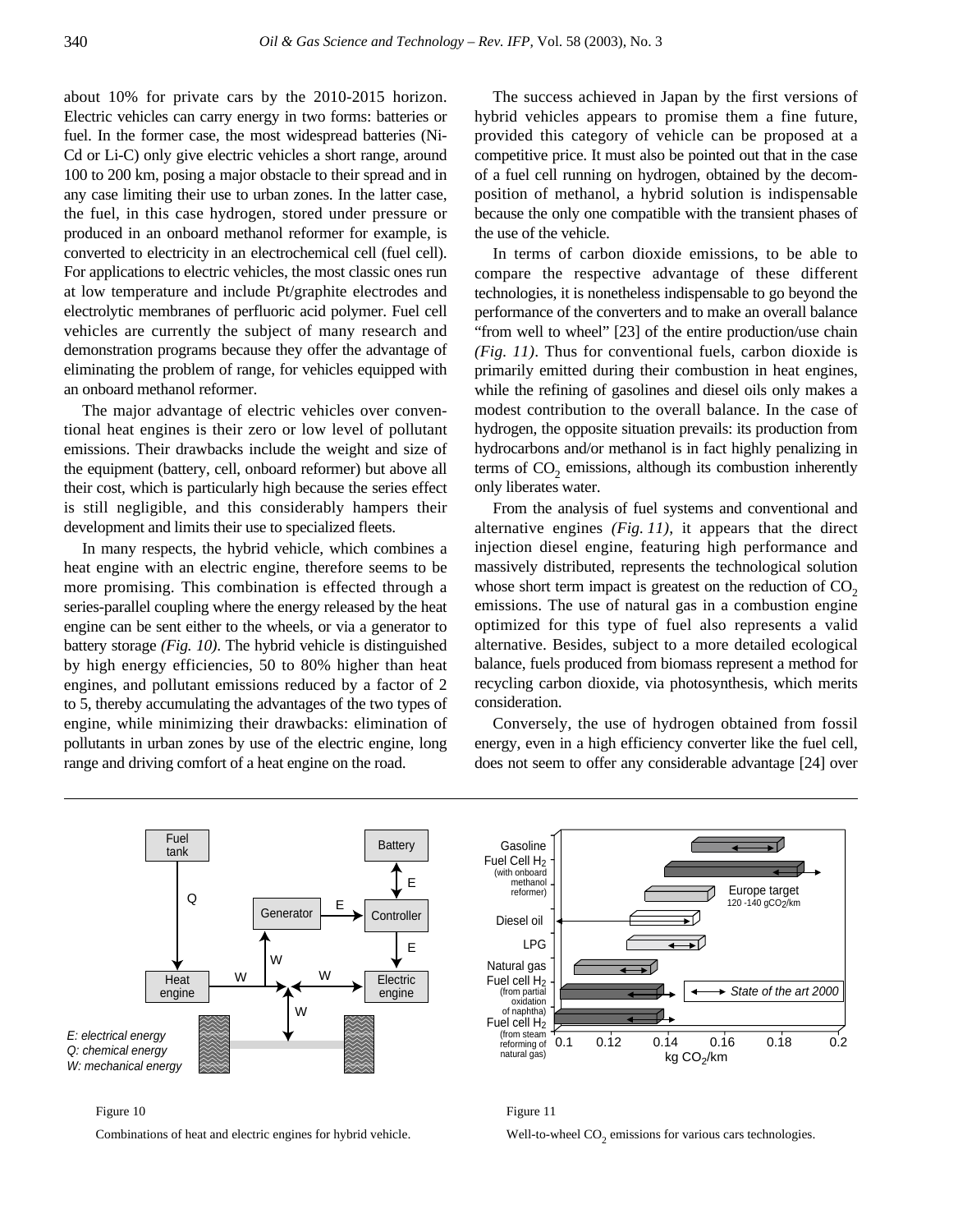about 10% for private cars by the 2010-2015 horizon. Electric vehicles can carry energy in two forms: batteries or fuel. In the former case, the most widespread batteries (Ni-Cd or Li-C) only give electric vehicles a short range, around 100 to 200 km, posing a major obstacle to their spread and in any case limiting their use to urban zones. In the latter case, the fuel, in this case hydrogen, stored under pressure or produced in an onboard methanol reformer for example, is converted to electricity in an electrochemical cell (fuel cell). For applications to electric vehicles, the most classic ones run at low temperature and include Pt/graphite electrodes and electrolytic membranes of perfluoric acid polymer. Fuel cell vehicles are currently the subject of many research and demonstration programs because they offer the advantage of eliminating the problem of range, for vehicles equipped with an onboard methanol reformer.

The major advantage of electric vehicles over conventional heat engines is their zero or low level of pollutant emissions. Their drawbacks include the weight and size of the equipment (battery, cell, onboard reformer) but above all their cost, which is particularly high because the series effect is still negligible, and this considerably hampers their development and limits their use to specialized fleets.

In many respects, the hybrid vehicle, which combines a heat engine with an electric engine, therefore seems to be more promising. This combination is effected through a series-parallel coupling where the energy released by the heat engine can be sent either to the wheels, or via a generator to battery storage *(Fig. 10)*. The hybrid vehicle is distinguished by high energy efficiencies, 50 to 80% higher than heat engines, and pollutant emissions reduced by a factor of 2 to 5, thereby accumulating the advantages of the two types of engine, while minimizing their drawbacks: elimination of pollutants in urban zones by use of the electric engine, long range and driving comfort of a heat engine on the road.

The success achieved in Japan by the first versions of hybrid vehicles appears to promise them a fine future, provided this category of vehicle can be proposed at a competitive price. It must also be pointed out that in the case of a fuel cell running on hydrogen, obtained by the decomposition of methanol, a hybrid solution is indispensable because the only one compatible with the transient phases of the use of the vehicle.

In terms of carbon dioxide emissions, to be able to compare the respective advantage of these different technologies, it is nonetheless indispensable to go beyond the performance of the converters and to make an overall balance "from well to wheel" [23] of the entire production/use chain *(Fig. 11)*. Thus for conventional fuels, carbon dioxide is primarily emitted during their combustion in heat engines, while the refining of gasolines and diesel oils only makes a modest contribution to the overall balance. In the case of hydrogen, the opposite situation prevails: its production from hydrocarbons and/or methanol is in fact highly penalizing in terms of $CO_2$ emissions, although its combustion inherently only liberates water.

From the analysis of fuel systems and conventional and alternative engines *(Fig. 11)*, it appears that the direct injection diesel engine, featuring high performance and massively distributed, represents the technological solution whose short term impact is greatest on the reduction of $CO_2$ emissions. The use of natural gas in a combustion engine optimized for this type of fuel also represents a valid alternative. Besides, subject to a more detailed ecological balance, fuels produced from biomass represent a method for recycling carbon dioxide, via photosynthesis, which merits consideration.

Conversely, the use of hydrogen obtained from fossil energy, even in a high efficiency converter like the fuel cell, does not seem to offer any considerable advantage [24] over

Figure 10

Combinations of heat and electric engines for hybrid vehicle.

Figure 11

Well-to-wheel $CO_2$ emissions for various cars technologies.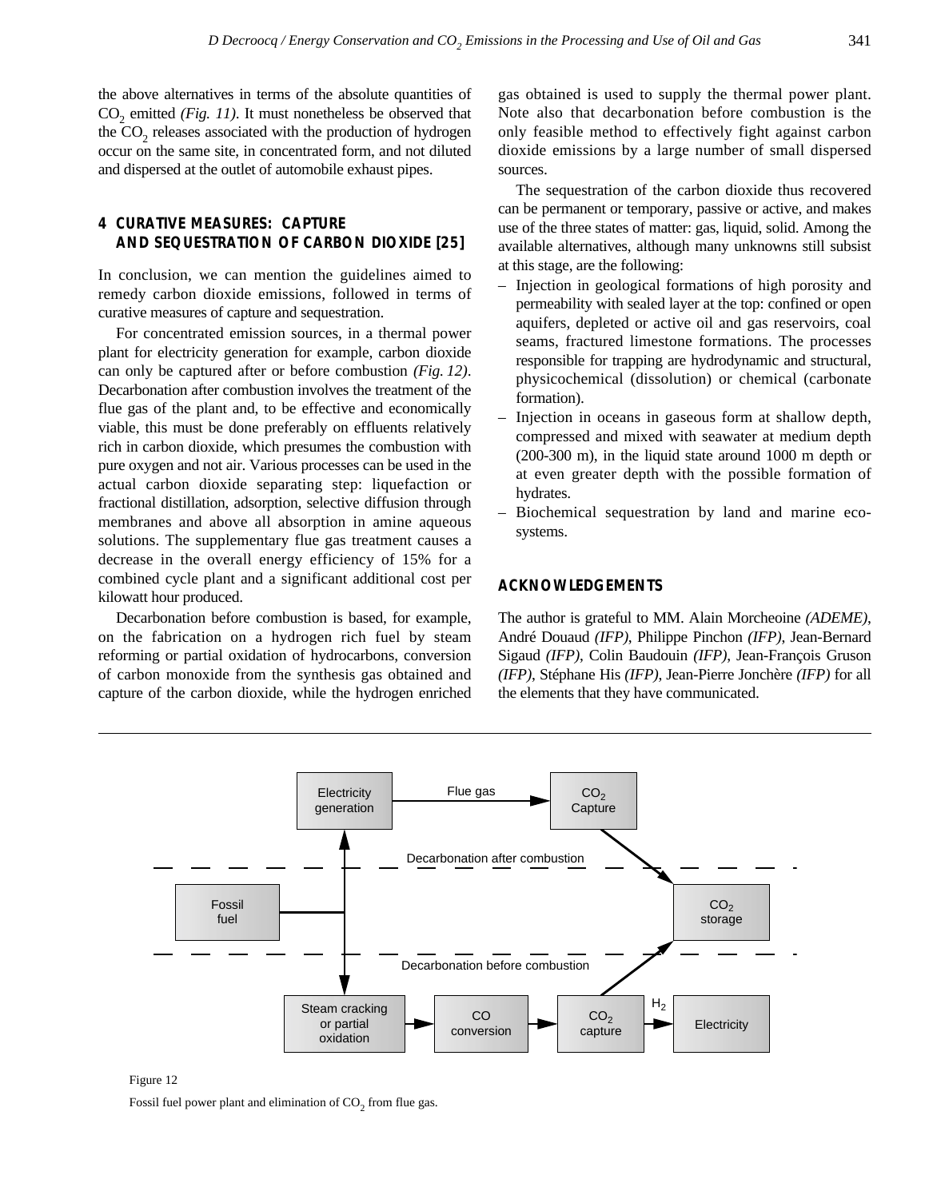the above alternatives in terms of the absolute quantities of $CO_2$ emitted *(Fig. 11)*. It must nonetheless be observed that the $CO_2$ releases associated with the production of hydrogen occur on the same site, in concentrated form, and not diluted and dispersed at the outlet of automobile exhaust pipes.

## 4 CURATIVE MEASURES: CAPTURE AND SEQUESTRATION OF CARBON DIOXIDE [25]

In conclusion, we can mention the guidelines aimed to remedy carbon dioxide emissions, followed in terms of curative measures of capture and sequestration.

For concentrated emission sources, in a thermal power plant for electricity generation for example, carbon dioxide can only be captured after or before combustion *(Fig. 12)*. Decarbonation after combustion involves the treatment of the flue gas of the plant and, to be effective and economically viable, this must be done preferably on effluents relatively rich in carbon dioxide, which presumes the combustion with pure oxygen and not air. Various processes can be used in the actual carbon dioxide separating step: liquefaction or fractional distillation, adsorption, selective diffusion through membranes and above all absorption in amine aqueous solutions. The supplementary flue gas treatment causes a decrease in the overall energy efficiency of 15% for a combined cycle plant and a significant additional cost per kilowatt hour produced.

Decarbonation before combustion is based, for example, on the fabrication on a hydrogen rich fuel by steam reforming or partial oxidation of hydrocarbons, conversion of carbon monoxide from the synthesis gas obtained and capture of the carbon dioxide, while the hydrogen enriched gas obtained is used to supply the thermal power plant. Note also that decarbonation before combustion is the only feasible method to effectively fight against carbon dioxide emissions by a large number of small dispersed sources.

The sequestration of the carbon dioxide thus recovered can be permanent or temporary, passive or active, and makes use of the three states of matter: gas, liquid, solid. Among the available alternatives, although many unknowns still subsist at this stage, are the following:

- Injection in geological formations of high porosity and permeability with sealed layer at the top: confined or open aquifers, depleted or active oil and gas reservoirs, coal seams, fractured limestone formations. The processes responsible for trapping are hydrodynamic and structural, physicochemical (dissolution) or chemical (carbonate formation).
- Injection in oceans in gaseous form at shallow depth, compressed and mixed with seawater at medium depth (200-300 m), in the liquid state around 1000 m depth or at even greater depth with the possible formation of hydrates.
- Biochemical sequestration by land and marine ecosystems.

## ACKNOWLEDGEMENTS

The author is grateful to MM. Alain Morcheoine *(ADEME)*, André Douaud *(IFP)*, Philippe Pinchon *(IFP)*, Jean-Bernard Sigaud *(IFP)*, Colin Baudouin *(IFP)*, Jean-François Gruson *(IFP)*, Stéphane His *(IFP)*, Jean-Pierre Jonchère *(IFP)* for all the elements that they have communicated.

Figure 12

Fossil fuel power plant and elimination of $CO_2$ from flue gas.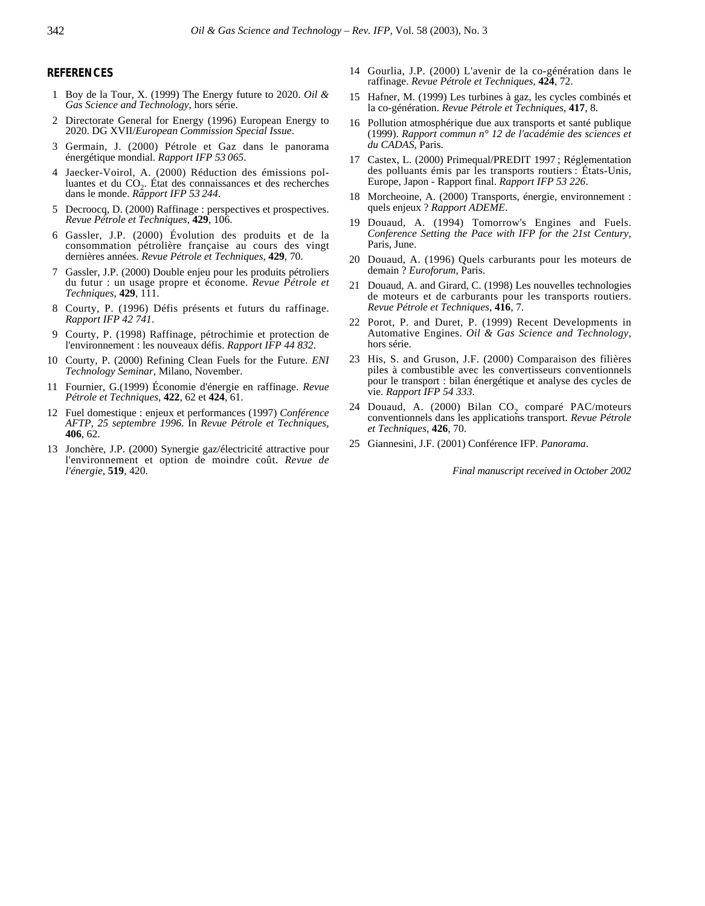## REFERENCES

1 Boy de la Tour, X. (1999) The Energy future to 2020. *Oil & Gas Science and Technology*, hors série.

2 Directorate General for Energy (1996) European Energy to 2020. DG XVII/*European Commission Special Issue*.

3 Germain, J. (2000) Pétrole et Gaz dans le panorama énergétique mondial. *Rapport IFP 53 065*.

4 Jaecker-Voirol, A. (2000) Réduction des émissions polluantes et du $CO_2$. État des connaissances et des recherches dans le monde. *Rapport IFP 53 244*.

5 Decroocq, D. (2000) Raffinage : perspectives et prospectives. *Revue Pétrole et Techniques*, **429**, 106.

6 Gassler, J.P. (2000) Évolution des produits et de la consommation pétrolière française au cours des vingt dernières années. *Revue Pétrole et Techniques*, **429**, 70.

7 Gassler, J.P. (2000) Double enjeu pour les produits pétroliers du futur : un usage propre et économe. *Revue Pétrole et Techniques*, **429**, 111.

8 Courty, P. (1996) Défis présents et futurs du raffinage. *Rapport IFP 42 741*.

9 Courty, P. (1998) Raffinage, pétrochimie et protection de l'environnement : les nouveaux défis. *Rapport IFP 44 832*.

10 Courty, P. (2000) Refining Clean Fuels for the Future. *ENI Technology Seminar*, Milano, November.

11 Fournier, G.(1999) Économie d'énergie en raffinage. *Revue Pétrole et Techniques*, **422**, 62 et **424**, 61.

12 Fuel domestique : enjeux et performances (1997) *Conférence AFTP, 25 septembre 1996*. In *Revue Pétrole et Techniques*, **406**, 62.

13 Jonchère, J.P. (2000) Synergie gaz/électricité attractive pour l'environnement et option de moindre coût. *Revue de l'énergie*, **519**, 420.

14 Gourlia, J.P. (2000) L'avenir de la co-génération dans le raffinage. *Revue Pétrole et Techniques*, **424**, 72.

15 Hafner, M. (1999) Les turbines à gaz, les cycles combinés et la co-génération. *Revue Pétrole et Techniques*, **417**, 8.

16 Pollution atmosphérique due aux transports et santé publique (1999). *Rapport commun n° 12 de l'académie des sciences et du CADAS*, Paris.

17 Castex, L. (2000) Primequal/PREDIT 1997 ; Réglementation des polluants émis par les transports routiers : États-Unis, Europe, Japon - Rapport final. *Rapport IFP 53 226*.

18 Morcheoine, A. (2000) Transports, énergie, environnement : quels enjeux ? *Rapport ADEME*.

19 Douaud, A. (1994) Tomorrow's Engines and Fuels. *Conference Setting the Pace with IFP for the 21st Century*, Paris, June.

20 Douaud, A. (1996) Quels carburants pour les moteurs de demain ? *Euroforum*, Paris.

21 Douaud, A. and Girard, C. (1998) Les nouvelles technologies de moteurs et de carburants pour les transports routiers. *Revue Pétrole et Techniques*, **416**, 7.

22 Porot, P. and Duret, P. (1999) Recent Developments in Automative Engines. *Oil & Gas Science and Technology*, hors série.

23 His, S. and Gruson, J.F. (2000) Comparaison des filières piles à combustible avec les convertisseurs conventionnels pour le transport : bilan énergétique et analyse des cycles de vie. *Rapport IFP 54 333*.

24 Douaud, A. (2000) Bilan $CO_2$ comparé PAC/moteurs conventionnels dans les applications transport. *Revue Pétrole et Techniques*, **426**, 70.

25 Giannesini, J.F. (2001) Conférence IFP. *Panorama*.

*Final manuscript received in October 2002*